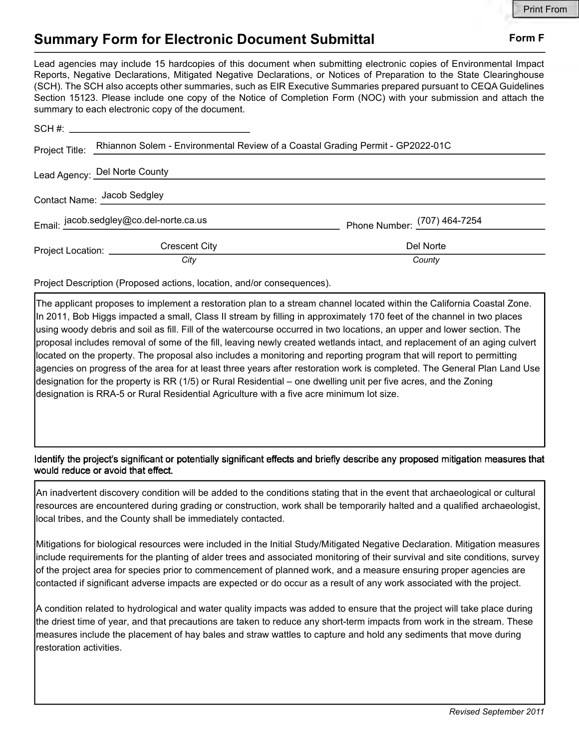Print From

# Summary Form for Electronic Document Submittal

**Form F**

Lead agencies may include 15 hardcopies of this document when submitting electronic copies of Environmental Impact Reports, Negative Declarations, Mitigated Negative Declarations, or Notices of Preparation to the State Clearinghouse (SCH). The SCH also accepts other summaries, such as EIR Executive Summaries prepared pursuant to CEQA Guidelines Section 15123. Please include one copy of the Notice of Completion Form (NOC) with your submission and attach the summary to each electronic copy of the document.

SCH #: ______________________

Project Title: Rhiannon Solem - Environmental Review of a Coastal Grading Permit - GP2022-01C

Lead Agency: Del Norte County

Contact Name: Jacob Sedgley

Email: jacob.sedgley@co.del-norte.ca.us          Phone Number: (707) 464-7254

Project Location: Crescent City (*City*)          Del Norte (*County*)

Project Description (Proposed actions, location, and/or consequences).

The applicant proposes to implement a restoration plan to a stream channel located within the California Coastal Zone. In 2011, Bob Higgs impacted a small, Class II stream by filling in approximately 170 feet of the channel in two places using woody debris and soil as fill. Fill of the watercourse occurred in two locations, an upper and lower section. The proposal includes removal of some of the fill, leaving newly created wetlands intact, and replacement of an aging culvert located on the property. The proposal also includes a monitoring and reporting program that will report to permitting agencies on progress of the area for at least three years after restoration work is completed. The General Plan Land Use designation for the property is RR (1/5) or Rural Residential – one dwelling unit per five acres, and the Zoning designation is RRA-5 or Rural Residential Agriculture with a five acre minimum lot size.

Identify the project's significant or potentially significant effects and briefly describe any proposed mitigation measures that would reduce or avoid that effect.

An inadvertent discovery condition will be added to the conditions stating that in the event that archaeological or cultural resources are encountered during grading or construction, work shall be temporarily halted and a qualified archaeologist, local tribes, and the County shall be immediately contacted.

Mitigations for biological resources were included in the Initial Study/Mitigated Negative Declaration. Mitigation measures include requirements for the planting of alder trees and associated monitoring of their survival and site conditions, survey of the project area for species prior to commencement of planned work, and a measure ensuring proper agencies are contacted if significant adverse impacts are expected or do occur as a result of any work associated with the project.

A condition related to hydrological and water quality impacts was added to ensure that the project will take place during the driest time of year, and that precautions are taken to reduce any short-term impacts from work in the stream. These measures include the placement of hay bales and straw wattles to capture and hold any sediments that move during restoration activities.

*Revised September 2011*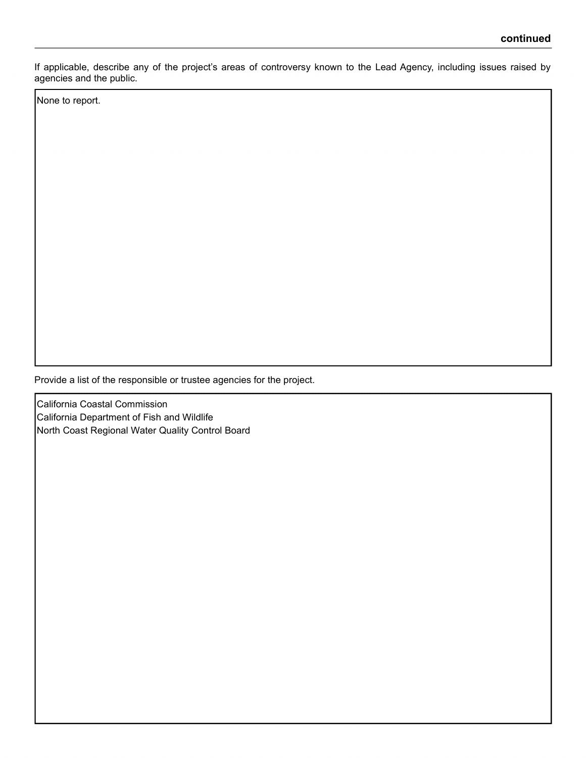**continued**

If applicable, describe any of the project's areas of controversy known to the Lead Agency, including issues raised by agencies and the public.

None to report.

Provide a list of the responsible or trustee agencies for the project.

California Coastal Commission
California Department of Fish and Wildlife
North Coast Regional Water Quality Control Board